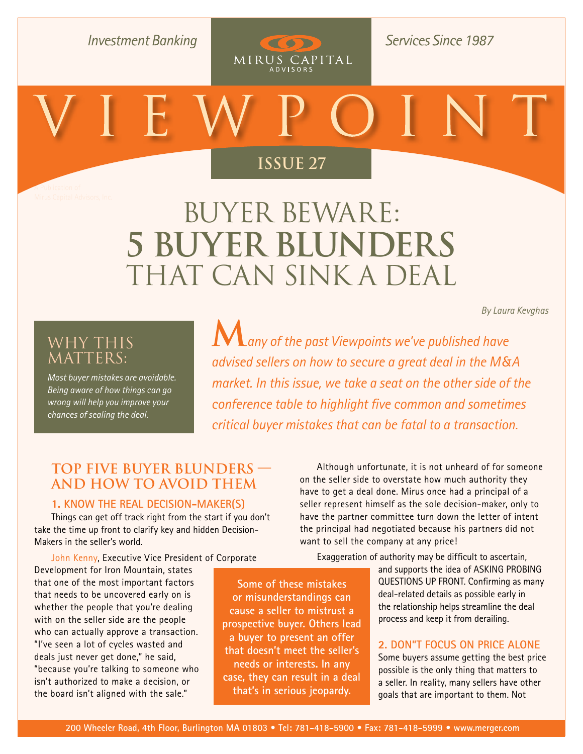Investment Banking Services Since 1987

MIRUS CAPITAL ADVISORS

# VIEWPOINT

ISSUE 27

# BUYER BEWARE: 5 BUYER BLUNDERS THAT CAN SINK A DEAL

*By Laura Kevghas*

## WHY THIS MATTERS:

*Most buyer mistakes are avoidable. Being aware of how things can go wrong will help you improve your chances of sealing the deal.*

*Many of the past Viewpoints we've published have advised sellers on how to secure a great deal in the M&A market. In this issue, we take a seat on the other side of the conference table to highlight five common and sometimes critical buyer mistakes that can be fatal to a transaction.*

## TOP FIVE BUYER BLUNDERS — AND HOW TO AVOID THEM

### 1. KNOW THE REAL DECISION-MAKER(S)

Things can get off track right from the start if you don't take the time up front to clarify key and hidden Decision-Makers in the seller's world.

John Kenny, Executive Vice President of Corporate Development for Iron Mountain, states that one of the most important factors that needs to be uncovered early on is whether the people that you're dealing with on the seller side are the people who can actually approve a transaction. "I've seen a lot of cycles wasted and deals just never get done," he said, "because you're talking to someone who isn't authorized to make a decision, or the board isn't aligned with the sale."

Although unfortunate, it is not unheard of for someone on the seller side to overstate how much authority they have to get a deal done. Mirus once had a principal of a seller represent himself as the sole decision-maker, only to have the partner committee turn down the letter of intent the principal had negotiated because his partners did not want to sell the company at any price!

Exaggeration of authority may be difficult to ascertain, and supports the idea of ASKING PROBING QUESTIONS UP FRONT. Confirming as many deal-related details as possible early in the relationship helps streamline the deal process and keep it from derailing.

> Some of these mistakes or misunderstandings can cause a seller to mistrust a prospective buyer. Others lead a buyer to present an offer that doesn't meet the seller's needs or interests. In any case, they can result in a deal that's in serious jeopardy.

### 2. DON"T FOCUS ON PRICE ALONE

Some buyers assume getting the best price possible is the only thing that matters to a seller. In reality, many sellers have other goals that are important to them. Not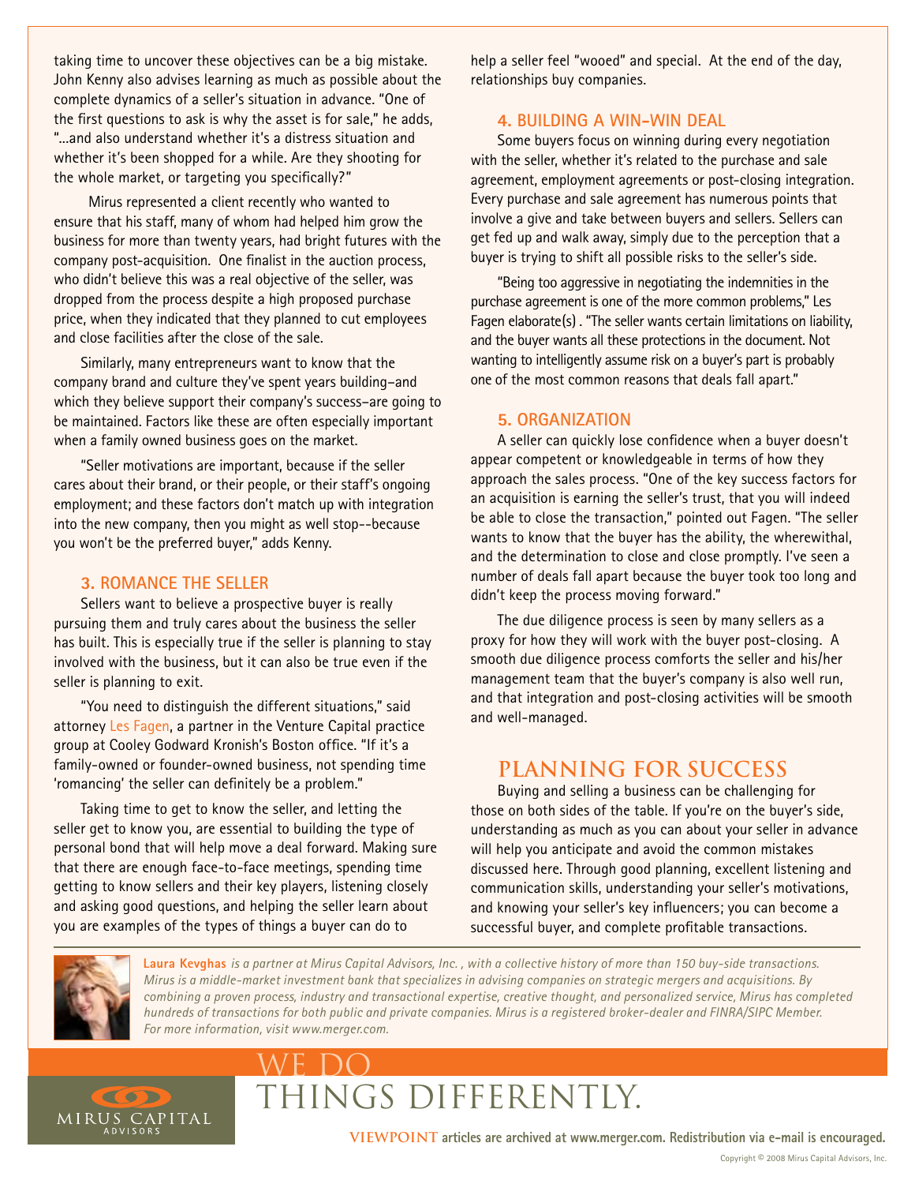taking time to uncover these objectives can be a big mistake. John Kenny also advises learning as much as possible about the complete dynamics of a seller's situation in advance. "One of the first questions to ask is why the asset is for sale," he adds, "...and also understand whether it's a distress situation and whether it's been shopped for a while. Are they shooting for the whole market, or targeting you specifically?"

Mirus represented a client recently who wanted to ensure that his staff, many of whom had helped him grow the business for more than twenty years, had bright futures with the company post-acquisition. One finalist in the auction process, who didn't believe this was a real objective of the seller, was dropped from the process despite a high proposed purchase price, when they indicated that they planned to cut employees and close facilities after the close of the sale.

Similarly, many entrepreneurs want to know that the company brand and culture they've spent years building–and which they believe support their company's success–are going to be maintained. Factors like these are often especially important when a family owned business goes on the market.

"Seller motivations are important, because if the seller cares about their brand, or their people, or their staff's ongoing employment; and these factors don't match up with integration into the new company, then you might as well stop--because you won't be the preferred buyer," adds Kenny.

### 3. ROMANCE THE SELLER

Sellers want to believe a prospective buyer is really pursuing them and truly cares about the business the seller has built. This is especially true if the seller is planning to stay involved with the business, but it can also be true even if the seller is planning to exit.

"You need to distinguish the different situations," said attorney Les Fagen, a partner in the Venture Capital practice group at Cooley Godward Kronish's Boston office. "If it's a family-owned or founder-owned business, not spending time 'romancing' the seller can definitely be a problem."

Taking time to get to know the seller, and letting the seller get to know you, are essential to building the type of personal bond that will help move a deal forward. Making sure that there are enough face-to-face meetings, spending time getting to know sellers and their key players, listening closely and asking good questions, and helping the seller learn about you are examples of the types of things a buyer can do to help a seller feel "wooed" and special. At the end of the day, relationships buy companies.

### 4. BUILDING A WIN-WIN DEAL

Some buyers focus on winning during every negotiation with the seller, whether it's related to the purchase and sale agreement, employment agreements or post-closing integration. Every purchase and sale agreement has numerous points that involve a give and take between buyers and sellers. Sellers can get fed up and walk away, simply due to the perception that a buyer is trying to shift all possible risks to the seller's side.

"Being too aggressive in negotiating the indemnities in the purchase agreement is one of the more common problems," Les Fagen elaborate(s) . "The seller wants certain limitations on liability, and the buyer wants all these protections in the document. Not wanting to intelligently assume risk on a buyer's part is probably one of the most common reasons that deals fall apart."

### 5. ORGANIZATION

A seller can quickly lose confidence when a buyer doesn't appear competent or knowledgeable in terms of how they approach the sales process. "One of the key success factors for an acquisition is earning the seller's trust, that you will indeed be able to close the transaction," pointed out Fagen. "The seller wants to know that the buyer has the ability, the wherewithal, and the determination to close and close promptly. I've seen a number of deals fall apart because the buyer took too long and didn't keep the process moving forward."

The due diligence process is seen by many sellers as a proxy for how they will work with the buyer post-closing. A smooth due diligence process comforts the seller and his/her management team that the buyer's company is also well run, and that integration and post-closing activities will be smooth and well-managed.

## PLANNING FOR SUCCESS

Buying and selling a business can be challenging for those on both sides of the table. If you're on the buyer's side, understanding as much as you can about your seller in advance will help you anticipate and avoid the common mistakes discussed here. Through good planning, excellent listening and communication skills, understanding your seller's motivations, and knowing your seller's key influencers; you can become a successful buyer, and complete profitable transactions.

**Laura Kevghas** *is a partner at Mirus Capital Advisors, Inc. , with a collective history of more than 150 buy-side transactions. Mirus is a middle-market investment bank that specializes in advising companies on strategic mergers and acquisitions. By combining a proven process, industry and transactional expertise, creative thought, and personalized service, Mirus has completed hundreds of transactions for both public and private companies. Mirus is a registered broker-dealer and FINRA/SIPC Member. For more information, visit www.merger.com.*

MIRUS CAPITAL ADVISORS

WE DO THINGS DIFFERENTLY.

**VIEWPOINT articles are archived at www.merger.com. Redistribution via e-mail is encouraged.**

Copyright © 2008 Mirus Capital Advisors, Inc.